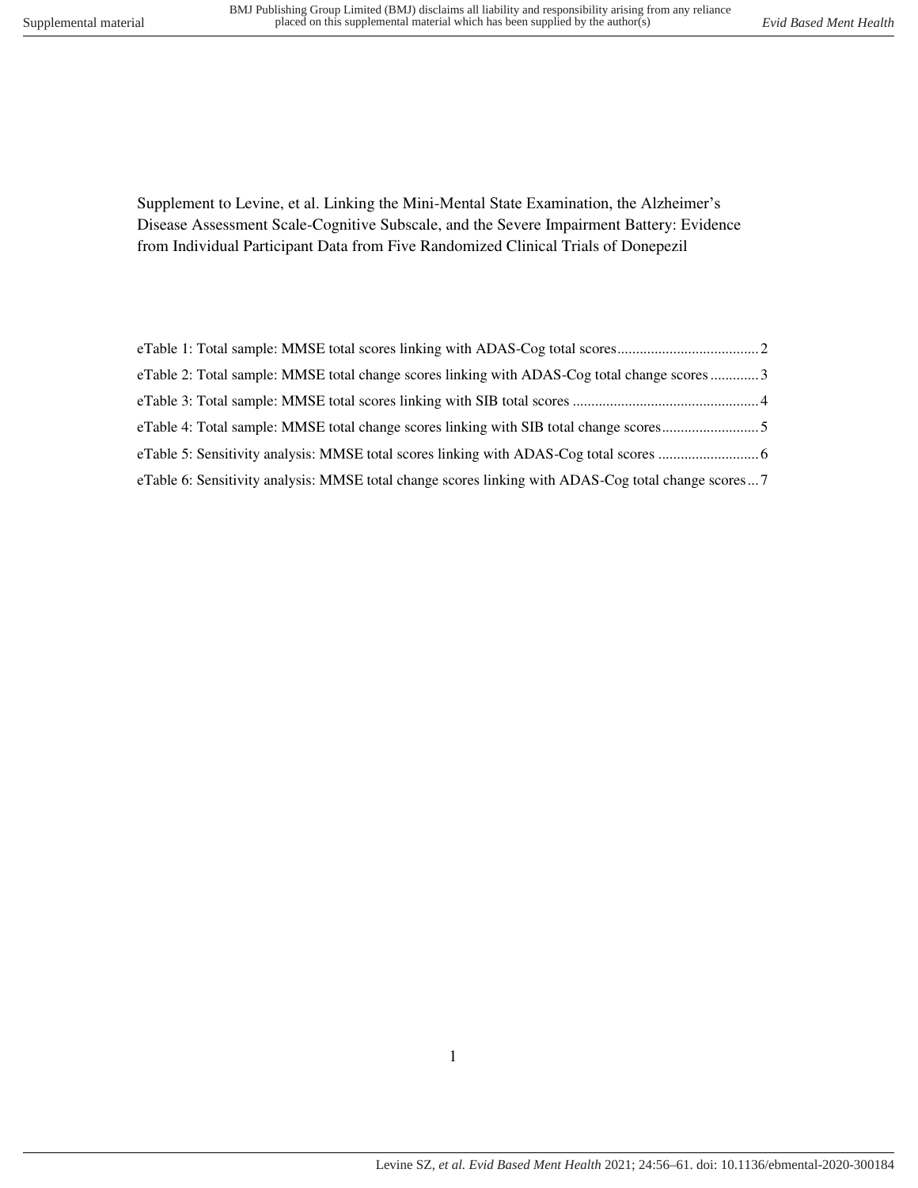Supplement to Levine, et al. Linking the Mini-Mental State Examination, the Alzheimer's Disease Assessment Scale-Cognitive Subscale, and the Severe Impairment Battery: Evidence from Individual Participant Data from Five Randomized Clinical Trials of Donepezil

eTable 1: Total sample: MMSE total scores linking with ADAS-Cog total scores ........ 2
eTable 2: Total sample: MMSE total change scores linking with ADAS-Cog total change scores ........ 3
eTable 3: Total sample: MMSE total scores linking with SIB total scores ........ 4
eTable 4: Total sample: MMSE total change scores linking with SIB total change scores ........ 5
eTable 5: Sensitivity analysis: MMSE total scores linking with ADAS-Cog total scores ........ 6
eTable 6: Sensitivity analysis: MMSE total change scores linking with ADAS-Cog total change scores ... 7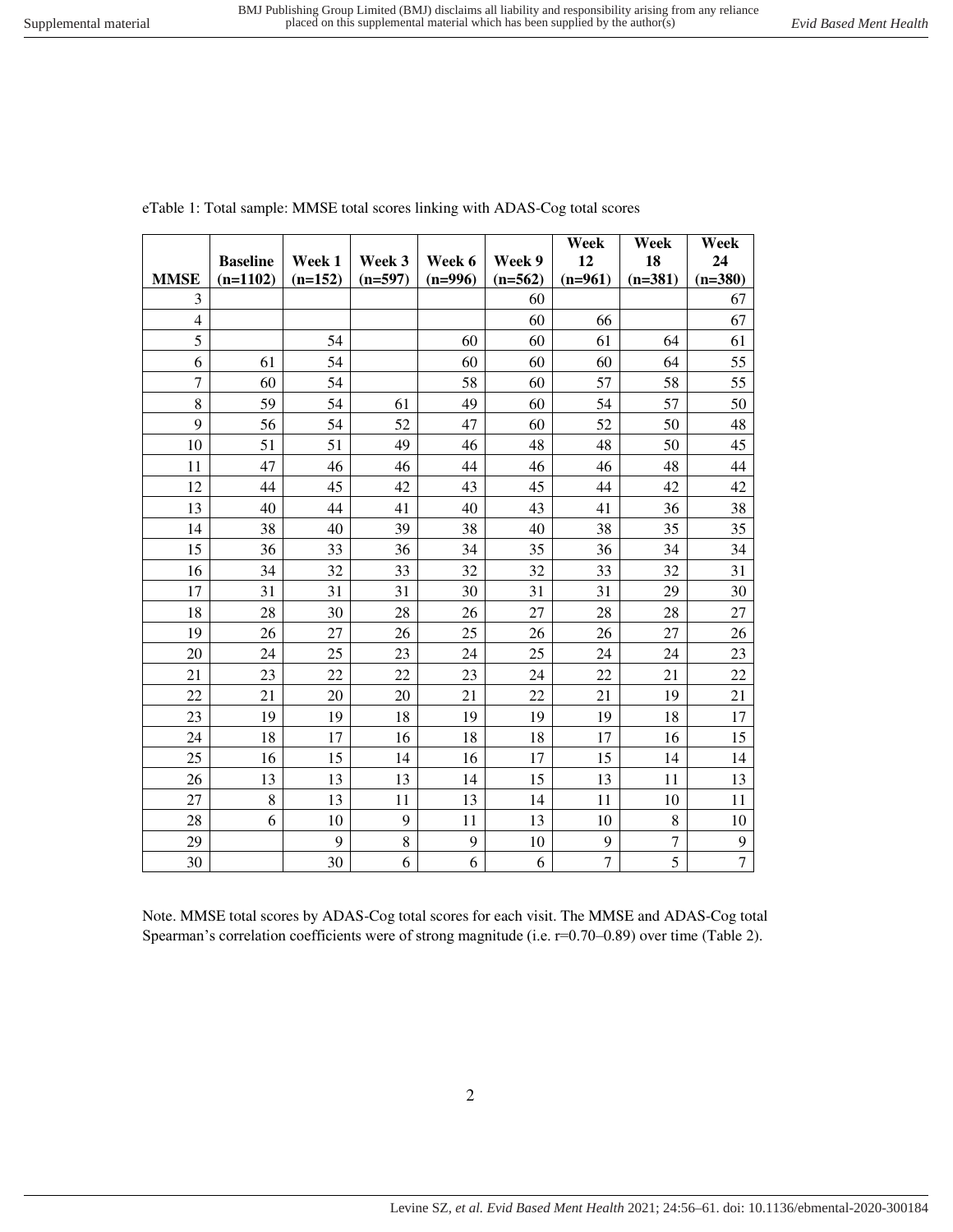eTable 1: Total sample: MMSE total scores linking with ADAS-Cog total scores

| MMSE | Baseline (n=1102) | Week 1 (n=152) | Week 3 (n=597) | Week 6 (n=996) | Week 9 (n=562) | Week 12 (n=961) | Week 18 (n=381) | Week 24 (n=380) |
|---|---|---|---|---|---|---|---|---|
| 3 | | | | | 60 | | | 67 |
| 4 | | | | | 60 | 66 | | 67 |
| 5 | | 54 | | 60 | 60 | 61 | 64 | 61 |
| 6 | 61 | 54 | | 60 | 60 | 60 | 64 | 55 |
| 7 | 60 | 54 | | 58 | 60 | 57 | 58 | 55 |
| 8 | 59 | 54 | 61 | 49 | 60 | 54 | 57 | 50 |
| 9 | 56 | 54 | 52 | 47 | 60 | 52 | 50 | 48 |
| 10 | 51 | 51 | 49 | 46 | 48 | 48 | 50 | 45 |
| 11 | 47 | 46 | 46 | 44 | 46 | 46 | 48 | 44 |
| 12 | 44 | 45 | 42 | 43 | 45 | 44 | 42 | 42 |
| 13 | 40 | 44 | 41 | 40 | 43 | 41 | 36 | 38 |
| 14 | 38 | 40 | 39 | 38 | 40 | 38 | 35 | 35 |
| 15 | 36 | 33 | 36 | 34 | 35 | 36 | 34 | 34 |
| 16 | 34 | 32 | 33 | 32 | 32 | 33 | 32 | 31 |
| 17 | 31 | 31 | 31 | 30 | 31 | 31 | 29 | 30 |
| 18 | 28 | 30 | 28 | 26 | 27 | 28 | 28 | 27 |
| 19 | 26 | 27 | 26 | 25 | 26 | 26 | 27 | 26 |
| 20 | 24 | 25 | 23 | 24 | 25 | 24 | 24 | 23 |
| 21 | 23 | 22 | 22 | 23 | 24 | 22 | 21 | 22 |
| 22 | 21 | 20 | 20 | 21 | 22 | 21 | 19 | 21 |
| 23 | 19 | 19 | 18 | 19 | 19 | 19 | 18 | 17 |
| 24 | 18 | 17 | 16 | 18 | 18 | 17 | 16 | 15 |
| 25 | 16 | 15 | 14 | 16 | 17 | 15 | 14 | 14 |
| 26 | 13 | 13 | 13 | 14 | 15 | 13 | 11 | 13 |
| 27 | 8 | 13 | 11 | 13 | 14 | 11 | 10 | 11 |
| 28 | 6 | 10 | 9 | 11 | 13 | 10 | 8 | 10 |
| 29 | | 9 | 8 | 9 | 10 | 9 | 7 | 9 |
| 30 | | 30 | 6 | 6 | 6 | 7 | 5 | 7 |

Note. MMSE total scores by ADAS-Cog total scores for each visit. The MMSE and ADAS-Cog total Spearman's correlation coefficients were of strong magnitude (i.e. r=0.70–0.89) over time (Table 2).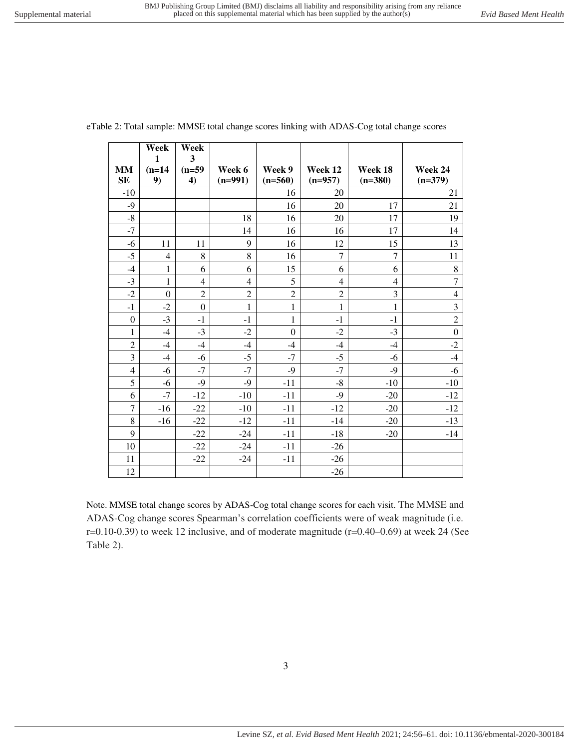eTable 2: Total sample: MMSE total change scores linking with ADAS-Cog total change scores

| MMSE | Week 1 (n=149) | Week 3 (n=594) | Week 6 (n=991) | Week 9 (n=560) | Week 12 (n=957) | Week 18 (n=380) | Week 24 (n=379) |
|---|---|---|---|---|---|---|---|
| -10 | | | | 16 | 20 | | 21 |
| -9 | | | | 16 | 20 | 17 | 21 |
| -8 | | | 18 | 16 | 20 | 17 | 19 |
| -7 | | | 14 | 16 | 16 | 17 | 14 |
| -6 | 11 | 11 | 9 | 16 | 12 | 15 | 13 |
| -5 | 4 | 8 | 8 | 16 | 7 | 7 | 11 |
| -4 | 1 | 6 | 6 | 15 | 6 | 6 | 8 |
| -3 | 1 | 4 | 4 | 5 | 4 | 4 | 7 |
| -2 | 0 | 2 | 2 | 2 | 2 | 3 | 4 |
| -1 | -2 | 0 | 1 | 1 | 1 | 1 | 3 |
| 0 | -3 | -1 | -1 | 1 | -1 | -1 | 2 |
| 1 | -4 | -3 | -2 | 0 | -2 | -3 | 0 |
| 2 | -4 | -4 | -4 | -4 | -4 | -4 | -2 |
| 3 | -4 | -6 | -5 | -7 | -5 | -6 | -4 |
| 4 | -6 | -7 | -7 | -9 | -7 | -9 | -6 |
| 5 | -6 | -9 | -9 | -11 | -8 | -10 | -10 |
| 6 | -7 | -12 | -10 | -11 | -9 | -20 | -12 |
| 7 | -16 | -22 | -10 | -11 | -12 | -20 | -12 |
| 8 | -16 | -22 | -12 | -11 | -14 | -20 | -13 |
| 9 | | -22 | -24 | -11 | -18 | -20 | -14 |
| 10 | | -22 | -24 | -11 | -26 | | |
| 11 | | -22 | -24 | -11 | -26 | | |
| 12 | | | | | -26 | | |

Note. MMSE total change scores by ADAS-Cog total change scores for each visit. The MMSE and ADAS-Cog change scores Spearman's correlation coefficients were of weak magnitude (i.e. r=0.10-0.39) to week 12 inclusive, and of moderate magnitude (r=0.40–0.69) at week 24 (See Table 2).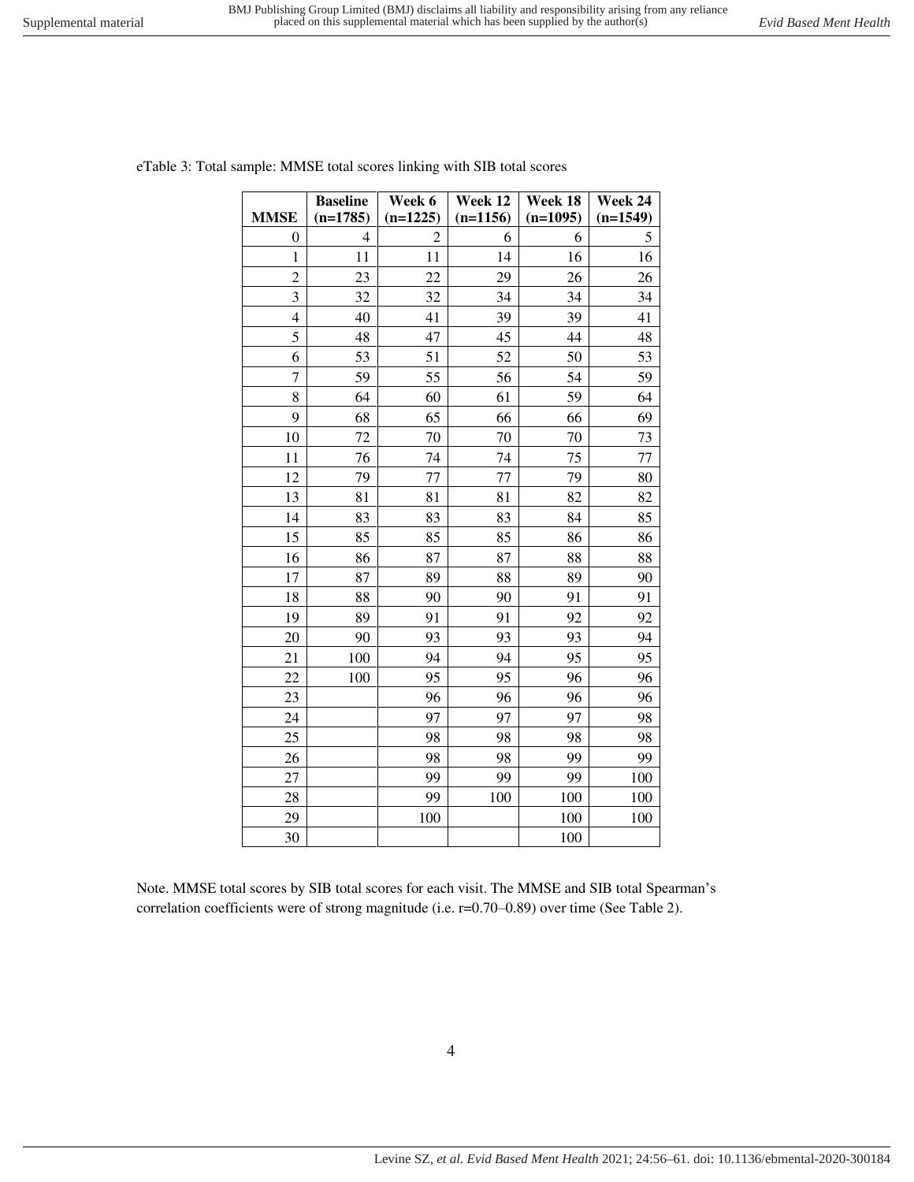eTable 3: Total sample: MMSE total scores linking with SIB total scores

| MMSE | Baseline (n=1785) | Week 6 (n=1225) | Week 12 (n=1156) | Week 18 (n=1095) | Week 24 (n=1549) |
|---|---|---|---|---|---|
| 0 | 4 | 2 | 6 | 6 | 5 |
| 1 | 11 | 11 | 14 | 16 | 16 |
| 2 | 23 | 22 | 29 | 26 | 26 |
| 3 | 32 | 32 | 34 | 34 | 34 |
| 4 | 40 | 41 | 39 | 39 | 41 |
| 5 | 48 | 47 | 45 | 44 | 48 |
| 6 | 53 | 51 | 52 | 50 | 53 |
| 7 | 59 | 55 | 56 | 54 | 59 |
| 8 | 64 | 60 | 61 | 59 | 64 |
| 9 | 68 | 65 | 66 | 66 | 69 |
| 10 | 72 | 70 | 70 | 70 | 73 |
| 11 | 76 | 74 | 74 | 75 | 77 |
| 12 | 79 | 77 | 77 | 79 | 80 |
| 13 | 81 | 81 | 81 | 82 | 82 |
| 14 | 83 | 83 | 83 | 84 | 85 |
| 15 | 85 | 85 | 85 | 86 | 86 |
| 16 | 86 | 87 | 87 | 88 | 88 |
| 17 | 87 | 89 | 88 | 89 | 90 |
| 18 | 88 | 90 | 90 | 91 | 91 |
| 19 | 89 | 91 | 91 | 92 | 92 |
| 20 | 90 | 93 | 93 | 93 | 94 |
| 21 | 100 | 94 | 94 | 95 | 95 |
| 22 | 100 | 95 | 95 | 96 | 96 |
| 23 | | 96 | 96 | 96 | 96 |
| 24 | | 97 | 97 | 97 | 98 |
| 25 | | 98 | 98 | 98 | 98 |
| 26 | | 98 | 98 | 99 | 99 |
| 27 | | 99 | 99 | 99 | 100 |
| 28 | | 99 | 100 | 100 | 100 |
| 29 | | 100 | | 100 | 100 |
| 30 | | | | 100 | |

Note. MMSE total scores by SIB total scores for each visit. The MMSE and SIB total Spearman's correlation coefficients were of strong magnitude (i.e. r=0.70–0.89) over time (See Table 2).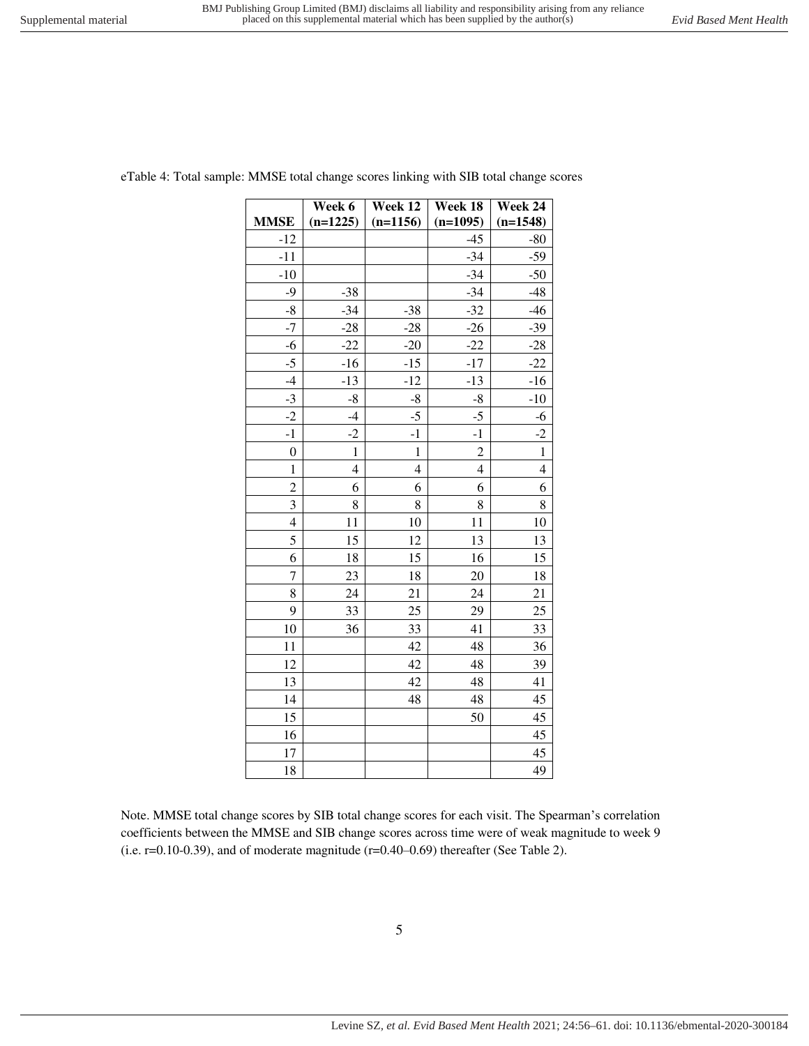eTable 4: Total sample: MMSE total change scores linking with SIB total change scores

| MMSE | Week 6 (n=1225) | Week 12 (n=1156) | Week 18 (n=1095) | Week 24 (n=1548) |
|---|---|---|---|---|
| -12 | | | -45 | -80 |
| -11 | | | -34 | -59 |
| -10 | | | -34 | -50 |
| -9 | -38 | | -34 | -48 |
| -8 | -34 | -38 | -32 | -46 |
| -7 | -28 | -28 | -26 | -39 |
| -6 | -22 | -20 | -22 | -28 |
| -5 | -16 | -15 | -17 | -22 |
| -4 | -13 | -12 | -13 | -16 |
| -3 | -8 | -8 | -8 | -10 |
| -2 | -4 | -5 | -5 | -6 |
| -1 | -2 | -1 | -1 | -2 |
| 0 | 1 | 1 | 2 | 1 |
| 1 | 4 | 4 | 4 | 4 |
| 2 | 6 | 6 | 6 | 6 |
| 3 | 8 | 8 | 8 | 8 |
| 4 | 11 | 10 | 11 | 10 |
| 5 | 15 | 12 | 13 | 13 |
| 6 | 18 | 15 | 16 | 15 |
| 7 | 23 | 18 | 20 | 18 |
| 8 | 24 | 21 | 24 | 21 |
| 9 | 33 | 25 | 29 | 25 |
| 10 | 36 | 33 | 41 | 33 |
| 11 | | 42 | 48 | 36 |
| 12 | | 42 | 48 | 39 |
| 13 | | 42 | 48 | 41 |
| 14 | | 48 | 48 | 45 |
| 15 | | | 50 | 45 |
| 16 | | | | 45 |
| 17 | | | | 45 |
| 18 | | | | 49 |

Note. MMSE total change scores by SIB total change scores for each visit. The Spearman's correlation coefficients between the MMSE and SIB change scores across time were of weak magnitude to week 9 (i.e. r=0.10-0.39), and of moderate magnitude (r=0.40–0.69) thereafter (See Table 2).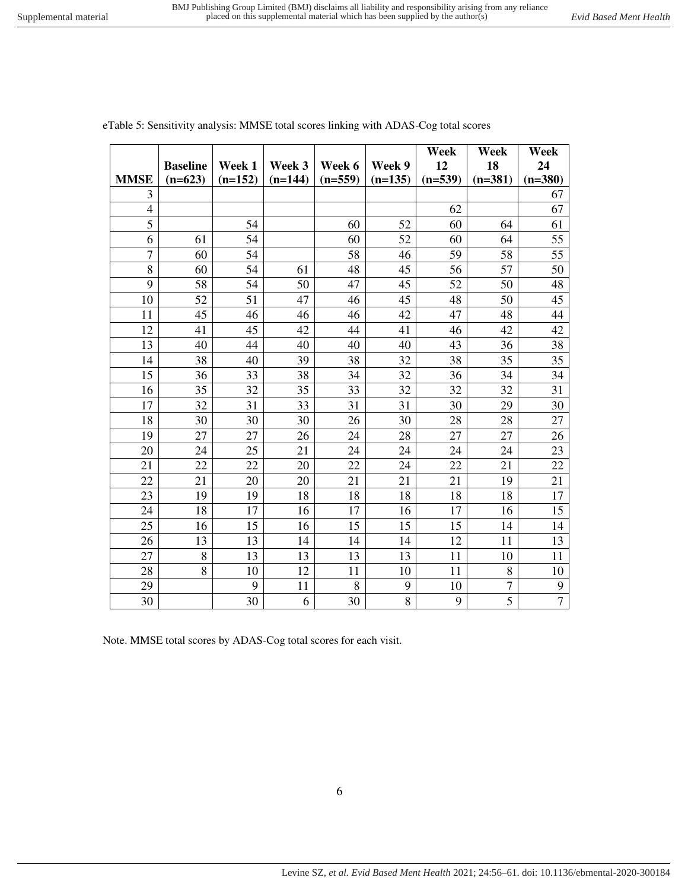eTable 5: Sensitivity analysis: MMSE total scores linking with ADAS-Cog total scores

| MMSE | Baseline (n=623) | Week 1 (n=152) | Week 3 (n=144) | Week 6 (n=559) | Week 9 (n=135) | Week 12 (n=539) | Week 18 (n=381) | Week 24 (n=380) |
|---|---|---|---|---|---|---|---|---|
| 3 | | | | | | | | 67 |
| 4 | | | | | | 62 | | 67 |
| 5 | | 54 | | 60 | 52 | 60 | 64 | 61 |
| 6 | 61 | 54 | | 60 | 52 | 60 | 64 | 55 |
| 7 | 60 | 54 | | 58 | 46 | 59 | 58 | 55 |
| 8 | 60 | 54 | 61 | 48 | 45 | 56 | 57 | 50 |
| 9 | 58 | 54 | 50 | 47 | 45 | 52 | 50 | 48 |
| 10 | 52 | 51 | 47 | 46 | 45 | 48 | 50 | 45 |
| 11 | 45 | 46 | 46 | 46 | 42 | 47 | 48 | 44 |
| 12 | 41 | 45 | 42 | 44 | 41 | 46 | 42 | 42 |
| 13 | 40 | 44 | 40 | 40 | 40 | 43 | 36 | 38 |
| 14 | 38 | 40 | 39 | 38 | 32 | 38 | 35 | 35 |
| 15 | 36 | 33 | 38 | 34 | 32 | 36 | 34 | 34 |
| 16 | 35 | 32 | 35 | 33 | 32 | 32 | 32 | 31 |
| 17 | 32 | 31 | 33 | 31 | 31 | 30 | 29 | 30 |
| 18 | 30 | 30 | 30 | 26 | 30 | 28 | 28 | 27 |
| 19 | 27 | 27 | 26 | 24 | 28 | 27 | 27 | 26 |
| 20 | 24 | 25 | 21 | 24 | 24 | 24 | 24 | 23 |
| 21 | 22 | 22 | 20 | 22 | 24 | 22 | 21 | 22 |
| 22 | 21 | 20 | 20 | 21 | 21 | 21 | 19 | 21 |
| 23 | 19 | 19 | 18 | 18 | 18 | 18 | 18 | 17 |
| 24 | 18 | 17 | 16 | 17 | 16 | 17 | 16 | 15 |
| 25 | 16 | 15 | 16 | 15 | 15 | 15 | 14 | 14 |
| 26 | 13 | 13 | 14 | 14 | 14 | 12 | 11 | 13 |
| 27 | 8 | 13 | 13 | 13 | 13 | 11 | 10 | 11 |
| 28 | 8 | 10 | 12 | 11 | 10 | 11 | 8 | 10 |
| 29 | | 9 | 11 | 8 | 9 | 10 | 7 | 9 |
| 30 | | 30 | 6 | 30 | 8 | 9 | 5 | 7 |

Note. MMSE total scores by ADAS-Cog total scores for each visit.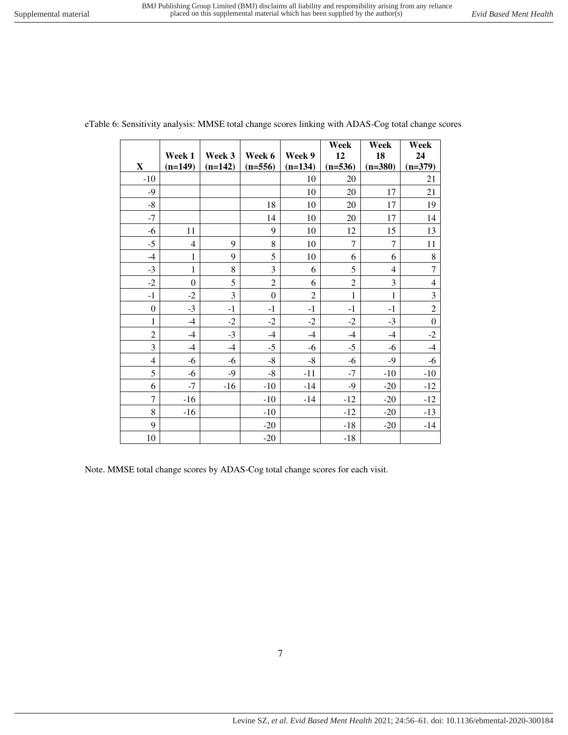eTable 6: Sensitivity analysis: MMSE total change scores linking with ADAS-Cog total change scores

| X | Week 1 (n=149) | Week 3 (n=142) | Week 6 (n=556) | Week 9 (n=134) | Week 12 (n=536) | Week 18 (n=380) | Week 24 (n=379) |
|---|---|---|---|---|---|---|---|
| -10 | | | | 10 | 20 | | 21 |
| -9 | | | | 10 | 20 | 17 | 21 |
| -8 | | | 18 | 10 | 20 | 17 | 19 |
| -7 | | | 14 | 10 | 20 | 17 | 14 |
| -6 | 11 | | 9 | 10 | 12 | 15 | 13 |
| -5 | 4 | 9 | 8 | 10 | 7 | 7 | 11 |
| -4 | 1 | 9 | 5 | 10 | 6 | 6 | 8 |
| -3 | 1 | 8 | 3 | 6 | 5 | 4 | 7 |
| -2 | 0 | 5 | 2 | 6 | 2 | 3 | 4 |
| -1 | -2 | 3 | 0 | 2 | 1 | 1 | 3 |
| 0 | -3 | -1 | -1 | -1 | -1 | -1 | 2 |
| 1 | -4 | -2 | -2 | -2 | -2 | -3 | 0 |
| 2 | -4 | -3 | -4 | -4 | -4 | -4 | -2 |
| 3 | -4 | -4 | -5 | -6 | -5 | -6 | -4 |
| 4 | -6 | -6 | -8 | -8 | -6 | -9 | -6 |
| 5 | -6 | -9 | -8 | -11 | -7 | -10 | -10 |
| 6 | -7 | -16 | -10 | -14 | -9 | -20 | -12 |
| 7 | -16 | | -10 | -14 | -12 | -20 | -12 |
| 8 | -16 | | -10 | | -12 | -20 | -13 |
| 9 | | | -20 | | -18 | -20 | -14 |
| 10 | | | -20 | | -18 | | |

Note. MMSE total change scores by ADAS-Cog total change scores for each visit.